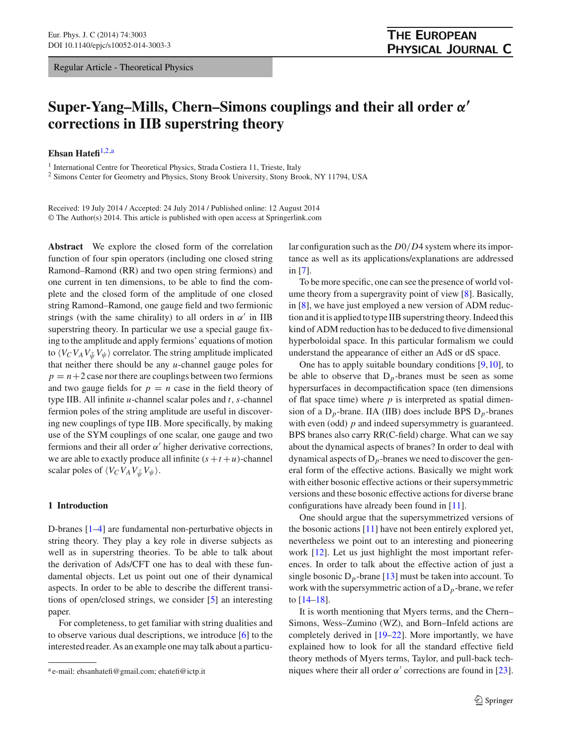Regular Article - Theoretical Physics

# Super-Yang–Mills, Chern–Simons couplings and their all order $\alpha'$ corrections in IIB superstring theory

**Ehsan Hatefi**[1,2,a]

[1] International Centre for Theoretical Physics, Strada Costiera 11, Trieste, Italy
[2] Simons Center for Geometry and Physics, Stony Brook University, Stony Brook, NY 11794, USA

Received: 19 July 2014 / Accepted: 24 July 2014 / Published online: 12 August 2014
© The Author(s) 2014. This article is published with open access at Springerlink.com

**Abstract** We explore the closed form of the correlation function of four spin operators (including one closed string Ramond–Ramond (RR) and two open string fermions) and one current in ten dimensions, to be able to find the complete and the closed form of the amplitude of one closed string Ramond–Ramond, one gauge field and two fermionic strings (with the same chirality) to all orders in $\alpha'$ in IIB superstring theory. In particular we use a special gauge fixing to the amplitude and apply fermions' equations of motion to $\langle V_C V_A V_{\bar{\psi}} V_{\psi}\rangle$ correlator. The string amplitude implicated that neither there should be any $u$-channel gauge poles for $p = n+2$ case nor there are couplings between two fermions and two gauge fields for $p = n$ case in the field theory of type IIB. All infinite $u$-channel scalar poles and $t$, $s$-channel fermion poles of the string amplitude are useful in discovering new couplings of type IIB. More specifically, by making use of the SYM couplings of one scalar, one gauge and two fermions and their all order $\alpha'$ higher derivative corrections, we are able to exactly produce all infinite $(s+t+u)$-channel scalar poles of $\langle V_C V_A V_{\bar{\psi}} V_{\psi}\rangle$.

## 1 Introduction

D-branes [1–4] are fundamental non-perturbative objects in string theory. They play a key role in diverse subjects as well as in superstring theories. To be able to talk about the derivation of Ads/CFT one has to deal with these fundamental objects. Let us point out one of their dynamical aspects. In order to be able to describe the different transitions of open/closed strings, we consider [5] an interesting paper.

For completeness, to get familiar with string dualities and to observe various dual descriptions, we introduce [6] to the interested reader. As an example one may talk about a particular configuration such as the $D0/D4$ system where its importance as well as its applications/explanations are addressed in [7].

To be more specific, one can see the presence of world volume theory from a supergravity point of view [8]. Basically, in [8], we have just employed a new version of ADM reduction and it is applied to type IIB superstring theory. Indeed this kind of ADM reduction has to be deduced to five dimensional hyperboloidal space. In this particular formalism we could understand the appearance of either an AdS or dS space.

One has to apply suitable boundary conditions [9,10], to be able to observe that $D_p$-branes must be seen as some hypersurfaces in decompactification space (ten dimensions of flat space time) where $p$ is interpreted as spatial dimension of a $D_p$-brane. IIA (IIB) does include BPS $D_p$-branes with even (odd) $p$ and indeed supersymmetry is guaranteed. BPS branes also carry RR(C-field) charge. What can we say about the dynamical aspects of branes? In order to deal with dynamical aspects of $D_p$-branes we need to discover the general form of the effective actions. Basically we might work with either bosonic effective actions or their supersymmetric versions and these bosonic effective actions for diverse brane configurations have already been found in [11].

One should argue that the supersymmetrized versions of the bosonic actions [11] have not been entirely explored yet, nevertheless we point out to an interesting and pioneering work [12]. Let us just highlight the most important references. In order to talk about the effective action of just a single bosonic $D_p$-brane [13] must be taken into account. To work with the supersymmetric action of a $D_p$-brane, we refer to [14–18].

It is worth mentioning that Myers terms, and the Chern–Simons, Wess–Zumino (WZ), and Born–Infeld actions are completely derived in [19–22]. More importantly, we have explained how to look for all the standard effective field theory methods of Myers terms, Taylor, and pull-back techniques where their all order $\alpha'$ corrections are found in [23].

[a] e-mail: ehsanhatefi@gmail.com; ehatefi@ictp.it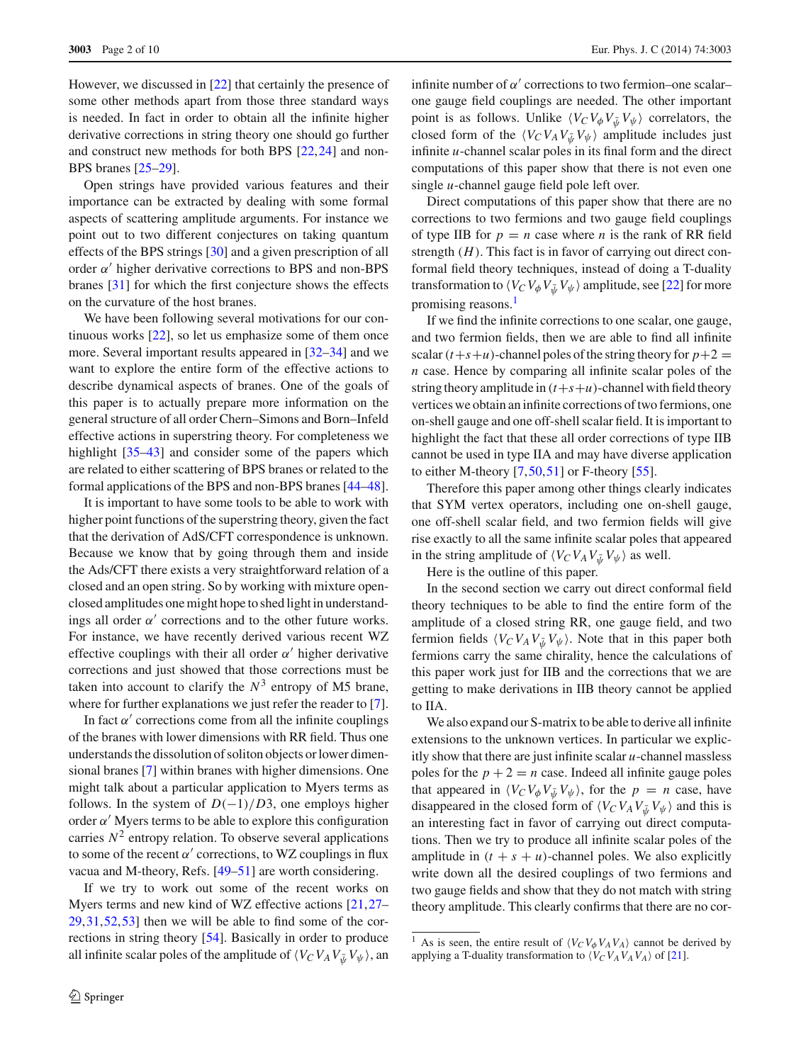However, we discussed in [22] that certainly the presence of some other methods apart from those three standard ways is needed. In fact in order to obtain all the infinite higher derivative corrections in string theory one should go further and construct new methods for both BPS [22,24] and non-BPS branes [25–29].

Open strings have provided various features and their importance can be extracted by dealing with some formal aspects of scattering amplitude arguments. For instance we point out to two different conjectures on taking quantum effects of the BPS strings [30] and a given prescription of all order $\alpha'$ higher derivative corrections to BPS and non-BPS branes [31] for which the first conjecture shows the effects on the curvature of the host branes.

We have been following several motivations for our continuous works [22], so let us emphasize some of them once more. Several important results appeared in [32–34] and we want to explore the entire form of the effective actions to describe dynamical aspects of branes. One of the goals of this paper is to actually prepare more information on the general structure of all order Chern–Simons and Born–Infeld effective actions in superstring theory. For completeness we highlight [35–43] and consider some of the papers which are related to either scattering of BPS branes or related to the formal applications of the BPS and non-BPS branes [44–48].

It is important to have some tools to be able to work with higher point functions of the superstring theory, given the fact that the derivation of AdS/CFT correspondence is unknown. Because we know that by going through them and inside the Ads/CFT there exists a very straightforward relation of a closed and an open string. So by working with mixture open-closed amplitudes one might hope to shed light in understandings all order $\alpha'$ corrections and to the other future works. For instance, we have recently derived various recent WZ effective couplings with their all order $\alpha'$ higher derivative corrections and just showed that those corrections must be taken into account to clarify the $N^3$ entropy of M5 brane, where for further explanations we just refer the reader to [7].

In fact $\alpha'$ corrections come from all the infinite couplings of the branes with lower dimensions with RR field. Thus one understands the dissolution of soliton objects or lower dimensional branes [7] within branes with higher dimensions. One might talk about a particular application to Myers terms as follows. In the system of $D(-1)/D3$, one employs higher order $\alpha'$ Myers terms to be able to explore this configuration carries $N^2$ entropy relation. To observe several applications to some of the recent $\alpha'$ corrections, to WZ couplings in flux vacua and M-theory, Refs. [49–51] are worth considering.

If we try to work out some of the recent works on Myers terms and new kind of WZ effective actions [21,27–29,31,52,53] then we will be able to find some of the corrections in string theory [54]. Basically in order to produce all infinite scalar poles of the amplitude of $\langle V_C V_A V_{\bar\psi} V_\psi \rangle$, an infinite number of $\alpha'$ corrections to two fermion–one scalar–one gauge field couplings are needed. The other important point is as follows. Unlike $\langle V_C V_\phi V_{\bar\psi} V_\psi \rangle$ correlators, the closed form of the $\langle V_C V_A V_{\bar\psi} V_\psi \rangle$ amplitude includes just infinite $u$-channel scalar poles in its final form and the direct computations of this paper show that there is not even one single $u$-channel gauge field pole left over.

Direct computations of this paper show that there are no corrections to two fermions and two gauge field couplings of type IIB for $p = n$ case where $n$ is the rank of RR field strength ($H$). This fact is in favor of carrying out direct conformal field theory techniques, instead of doing a T-duality transformation to $\langle V_C V_\phi V_{\bar\psi} V_\psi \rangle$ amplitude, see [22] for more promising reasons.[1]

If we find the infinite corrections to one scalar, one gauge, and two fermion fields, then we are able to find all infinite scalar $(t+s+u)$-channel poles of the string theory for $p+2 = n$ case. Hence by comparing all infinite scalar poles of the string theory amplitude in $(t+s+u)$-channel with field theory vertices we obtain an infinite corrections of two fermions, one on-shell gauge and one off-shell scalar field. It is important to highlight the fact that these all order corrections of type IIB cannot be used in type IIA and may have diverse application to either M-theory [7,50,51] or F-theory [55].

Therefore this paper among other things clearly indicates that SYM vertex operators, including one on-shell gauge, one off-shell scalar field, and two fermion fields will give rise exactly to all the same infinite scalar poles that appeared in the string amplitude of $\langle V_C V_A V_{\bar\psi} V_\psi \rangle$ as well.

Here is the outline of this paper.

In the second section we carry out direct conformal field theory techniques to be able to find the entire form of the amplitude of a closed string RR, one gauge field, and two fermion fields $\langle V_C V_A V_{\bar\psi} V_\psi \rangle$. Note that in this paper both fermions carry the same chirality, hence the calculations of this paper work just for IIB and the corrections that we are getting to make derivations in IIB theory cannot be applied to IIA.

We also expand our S-matrix to be able to derive all infinite extensions to the unknown vertices. In particular we explicitly show that there are just infinite scalar $u$-channel massless poles for the $p+2 = n$ case. Indeed all infinite gauge poles that appeared in $\langle V_C V_\phi V_{\bar\psi} V_\psi \rangle$, for the $p = n$ case, have disappeared in the closed form of $\langle V_C V_A V_{\bar\psi} V_\psi \rangle$ and this is an interesting fact in favor of carrying out direct computations. Then we try to produce all infinite scalar poles of the amplitude in $(t + s + u)$-channel poles. We also explicitly write down all the desired couplings of two fermions and two gauge fields and show that they do not match with string theory amplitude. This clearly confirms that there are no cor-

---

[1] As is seen, the entire result of $\langle V_C V_\phi V_A V_A \rangle$ cannot be derived by applying a T-duality transformation to $\langle V_C V_A V_A V_A \rangle$ of [21].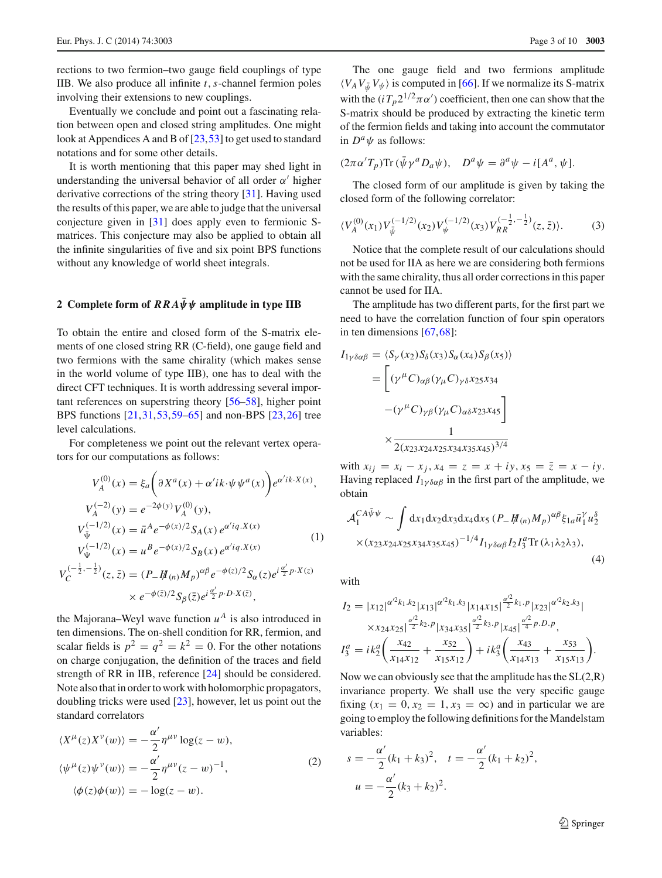rections to two fermion–two gauge field couplings of type IIB. We also produce all infinite $t, s$-channel fermion poles involving their extensions to new couplings.

Eventually we conclude and point out a fascinating relation between open and closed string amplitudes. One might look at Appendices A and B of [23,53] to get used to standard notations and for some other details.

It is worth mentioning that this paper may shed light in understanding the universal behavior of all order $\alpha'$ higher derivative corrections of the string theory [31]. Having used the results of this paper, we are able to judge that the universal conjecture given in [31] does apply even to fermionic S-matrices. This conjecture may also be applied to obtain all the infinite singularities of five and six point BPS functions without any knowledge of world sheet integrals.

## 2 Complete form of $RRA\bar{\psi}\psi$ amplitude in type IIB

To obtain the entire and closed form of the S-matrix elements of one closed string RR (C-field), one gauge field and two fermions with the same chirality (which makes sense in the world volume of type IIB), one has to deal with the direct CFT techniques. It is worth addressing several important references on superstring theory [56–58], higher point BPS functions [21,31,53,59–65] and non-BPS [23,26] tree level calculations.

For completeness we point out the relevant vertex operators for our computations as follows:

$$
\begin{aligned}
V_A^{(0)}(x) &= \xi_a\Big(\partial X^a(x) + \alpha' ik\cdot\psi\psi^a(x)\Big)e^{\alpha' ik\cdot X(x)},\\
V_A^{(-2)}(y) &= e^{-2\phi(y)}V_A^{(0)}(y),\\
V_{\bar{\Psi}}^{(-1/2)}(x) &= \bar{u}^A e^{-\phi(x)/2}S_A(x)\,e^{\alpha' iq.X(x)}\\
V_{\Psi}^{(-1/2)}(x) &= u^B e^{-\phi(x)/2}S_B(x)\,e^{\alpha' iq.X(x)}\\
V_C^{(-\frac{1}{2},-\frac{1}{2})}(z,\bar{z}) &= (P_-H\!\!\!/_{(n)}M_p)^{\alpha\beta}e^{-\phi(z)/2}S_\alpha(z)e^{i\frac{\alpha'}{2}p\cdot X(z)}\\
&\quad\times e^{-\phi(\bar{z})/2}S_\beta(\bar{z})e^{i\frac{\alpha'}{2}p\cdot D\cdot X(\bar{z})},
\end{aligned}
\tag{1}
$$

the Majorana–Weyl wave function $u^A$ is also introduced in ten dimensions. The on-shell condition for RR, fermion, and scalar fields is $p^2 = q^2 = k^2 = 0$. For the other notations on charge conjugation, the definition of the traces and field strength of RR in IIB, reference [24] should be considered. Note also that in order to work with holomorphic propagators, doubling tricks were used [23], however, let us point out the standard correlators

$$
\begin{aligned}
\langle X^\mu(z)X^\nu(w)\rangle &= -\frac{\alpha'}{2}\eta^{\mu\nu}\log(z-w),\\
\langle \psi^\mu(z)\psi^\nu(w)\rangle &= -\frac{\alpha'}{2}\eta^{\mu\nu}(z-w)^{-1},\\
\langle \phi(z)\phi(w)\rangle &= -\log(z-w).
\end{aligned}
\tag{2}
$$

The one gauge field and two fermions amplitude $\langle V_A V_{\bar{\psi}} V_\psi\rangle$ is computed in [66]. If we normalize its S-matrix with the $(iT_p 2^{1/2}\pi\alpha')$ coefficient, then one can show that the S-matrix should be produced by extracting the kinetic term of the fermion fields and taking into account the commutator in $D^a\psi$ as follows:

$$
(2\pi\alpha' T_p)\mathrm{Tr}\,(\bar{\psi}\gamma^a D_a\psi),\quad D^a\psi = \partial^a\psi - i[A^a,\psi].
$$

The closed form of our amplitude is given by taking the closed form of the following correlator:

$$
\langle V_A^{(0)}(x_1)V_{\bar{\psi}}^{(-1/2)}(x_2)V_\psi^{(-1/2)}(x_3)V_{RR}^{(-\frac{1}{2},-\frac{1}{2})}(z,\bar{z})\rangle. \tag{3}
$$

Notice that the complete result of our calculations should not be used for IIA as here we are considering both fermions with the same chirality, thus all order corrections in this paper cannot be used for IIA.

The amplitude has two different parts, for the first part we need to have the correlation function of four spin operators in ten dimensions [67,68]:

$$
\begin{aligned}
I_{1\gamma\delta\alpha\beta} &= \langle S_\gamma(x_2)S_\delta(x_3)S_\alpha(x_4)S_\beta(x_5)\rangle\\
&= \Big[(\gamma^\mu C)_{\alpha\beta}(\gamma_\mu C)_{\gamma\delta}x_{25}x_{34}\\
&\quad -(\gamma^\mu C)_{\gamma\beta}(\gamma_\mu C)_{\alpha\delta}x_{23}x_{45}\Big]\\
&\quad\times\frac{1}{2(x_{23}x_{24}x_{25}x_{34}x_{35}x_{45})^{3/4}}
\end{aligned}
$$

with $x_{ij} = x_i - x_j$, $x_4 = z = x + iy$, $x_5 = \bar{z} = x - iy$. Having replaced $I_{1\gamma\delta\alpha\beta}$ in the first part of the amplitude, we obtain

$$
\begin{aligned}
\mathcal{A}_1^{CA\bar{\psi}\psi} &\sim \int \mathrm{d}x_1\mathrm{d}x_2\mathrm{d}x_3\mathrm{d}x_4\mathrm{d}x_5\,(P_-H\!\!\!/_{(n)}M_p)^{\alpha\beta}\xi_{1a}\bar{u}_1^\gamma u_2^\delta\\
&\quad\times(x_{23}x_{24}x_{25}x_{34}x_{35}x_{45})^{-1/4}I_{1\gamma\delta\alpha\beta}I_2 I_3^a\,\mathrm{Tr}\,(\lambda_1\lambda_2\lambda_3),
\end{aligned}
\tag{4}
$$

with

$$
\begin{aligned}
I_2 &= |x_{12}|^{\alpha'^2 k_1.k_2}|x_{13}|^{\alpha'^2 k_1.k_3}|x_{14}x_{15}|^{\frac{\alpha'^2}{2}k_1.p}|x_{23}|^{\alpha'^2 k_2.k_3}|\\
&\quad\times x_{24}x_{25}|^{\frac{\alpha'^2}{2}k_2.p}|x_{34}x_{35}|^{\frac{\alpha'^2}{2}k_3.p}|x_{45}|^{\frac{\alpha'^2}{4}p.D.p},\\
I_3^a &= ik_2^a\left(\frac{x_{42}}{x_{14}x_{12}} + \frac{x_{52}}{x_{15}x_{12}}\right) + ik_3^a\left(\frac{x_{43}}{x_{14}x_{13}} + \frac{x_{53}}{x_{15}x_{13}}\right).
\end{aligned}
$$

Now we can obviously see that the amplitude has the SL(2,R) invariance property. We shall use the very specific gauge fixing $(x_1 = 0, x_2 = 1, x_3 = \infty)$ and in particular we are going to employ the following definitions for the Mandelstam variables:

$$
\begin{aligned}
s &= -\frac{\alpha'}{2}(k_1 + k_3)^2,\quad t = -\frac{\alpha'}{2}(k_1 + k_2)^2,\\
u &= -\frac{\alpha'}{2}(k_3 + k_2)^2.
\end{aligned}
$$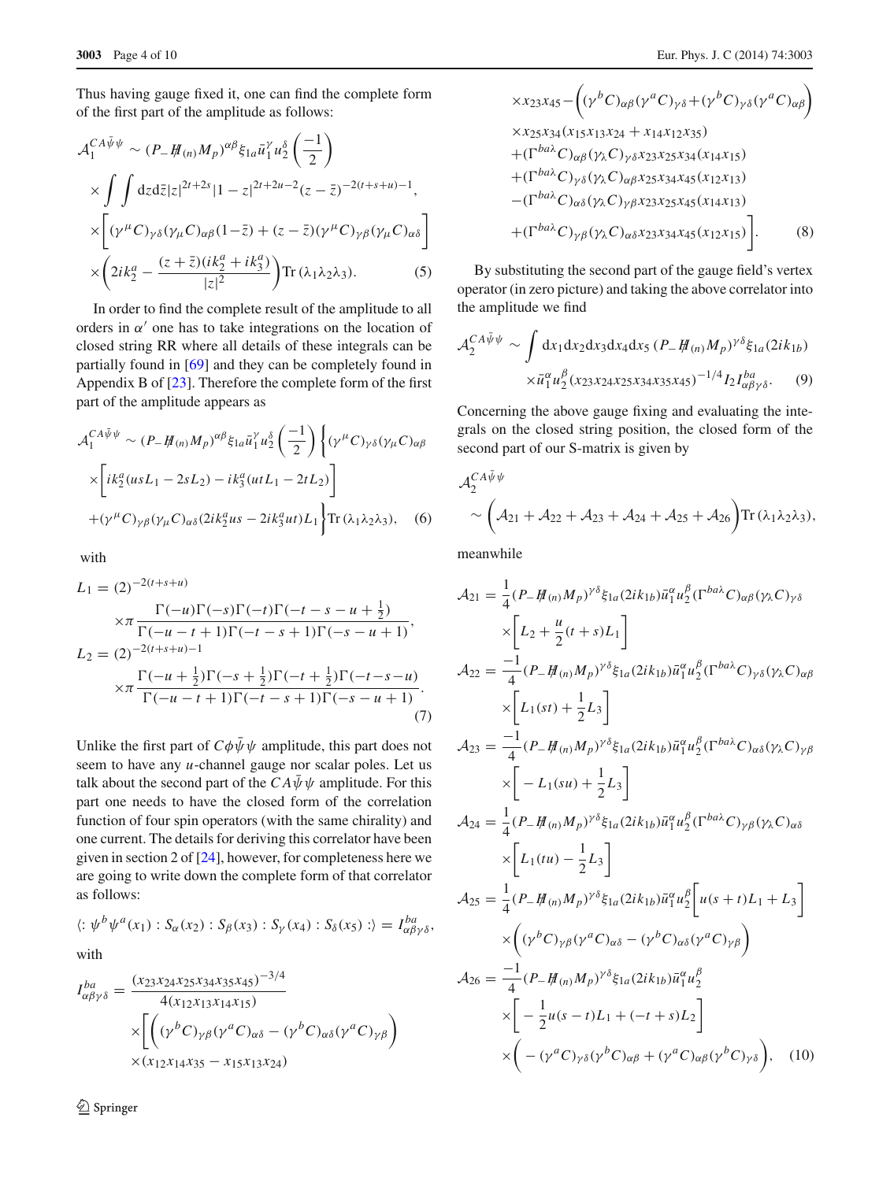Thus having gauge fixed it, one can find the complete form of the first part of the amplitude as follows:

$$
\begin{aligned}
\mathcal{A}_1^{CA\bar{\psi}\psi} &\sim (P_-\not{H}_{(n)}M_p)^{\alpha\beta}\xi_{1a}\bar{u}_1^{\gamma}u_2^{\delta}\left(\frac{-1}{2}\right)\\
&\times\int\int \mathrm{d}z\mathrm{d}\bar{z}|z|^{2t+2s}|1-z|^{2t+2u-2}(z-\bar{z})^{-2(t+s+u)-1},\\
&\times\left[(\gamma^{\mu}C)_{\gamma\delta}(\gamma_{\mu}C)_{\alpha\beta}(1-\bar{z})+(z-\bar{z})(\gamma^{\mu}C)_{\gamma\beta}(\gamma_{\mu}C)_{\alpha\delta}\right]\\
&\times\left(2ik_2^a-\frac{(z+\bar{z})(ik_2^a+ik_3^a)}{|z|^2}\right)\mathrm{Tr}\,(\lambda_1\lambda_2\lambda_3).
\end{aligned}
\tag{5}
$$

In order to find the complete result of the amplitude to all orders in $\alpha'$ one has to take integrations on the location of closed string RR where all details of these integrals can be partially found in [69] and they can be completely found in Appendix B of [23]. Therefore the complete form of the first part of the amplitude appears as

$$
\begin{aligned}
\mathcal{A}_1^{CA\bar{\psi}\psi} &\sim (P_-\not{H}_{(n)}M_p)^{\alpha\beta}\xi_{1a}\bar{u}_1^{\gamma}u_2^{\delta}\left(\frac{-1}{2}\right)\Bigg\{(\gamma^{\mu}C)_{\gamma\delta}(\gamma_{\mu}C)_{\alpha\beta}\\
&\times\left[ik_2^a(usL_1-2sL_2)-ik_3^a(utL_1-2tL_2)\right]\\
&+(\gamma^{\mu}C)_{\gamma\beta}(\gamma_{\mu}C)_{\alpha\delta}(2ik_2^a us-2ik_3^a ut)L_1\Bigg\}\mathrm{Tr}\,(\lambda_1\lambda_2\lambda_3),
\end{aligned}
\tag{6}
$$

with

$$
\begin{aligned}
L_1 &= (2)^{-2(t+s+u)}\\
&\quad\times\pi\frac{\Gamma(-u)\Gamma(-s)\Gamma(-t)\Gamma(-t-s-u+\frac{1}{2})}{\Gamma(-u-t+1)\Gamma(-t-s+1)\Gamma(-s-u+1)},\\
L_2 &= (2)^{-2(t+s+u)-1}\\
&\quad\times\pi\frac{\Gamma(-u+\frac{1}{2})\Gamma(-s+\frac{1}{2})\Gamma(-t+\frac{1}{2})\Gamma(-t-s-u)}{\Gamma(-u-t+1)\Gamma(-t-s+1)\Gamma(-s-u+1)}.
\end{aligned}
\tag{7}
$$

Unlike the first part of $C\phi\bar{\psi}\psi$ amplitude, this part does not seem to have any $u$-channel gauge nor scalar poles. Let us talk about the second part of the $CA\bar{\psi}\psi$ amplitude. For this part one needs to have the closed form of the correlation function of four spin operators (with the same chirality) and one current. The details for deriving this correlator have been given in section 2 of [24], however, for completeness here we are going to write down the complete form of that correlator as follows:

$$
\langle :\psi^b\psi^a(x_1):S_\alpha(x_2):S_\beta(x_3):S_\gamma(x_4):S_\delta(x_5):\rangle = I^{ba}_{\alpha\beta\gamma\delta},
$$

with

$$
\begin{aligned}
I^{ba}_{\alpha\beta\gamma\delta} &= \frac{(x_{23}x_{24}x_{25}x_{34}x_{35}x_{45})^{-3/4}}{4(x_{12}x_{13}x_{14}x_{15})}\\
&\times\Bigg[\left((\gamma^bC)_{\gamma\beta}(\gamma^aC)_{\alpha\delta}-(\gamma^bC)_{\alpha\delta}(\gamma^aC)_{\gamma\beta}\right)\\
&\times(x_{12}x_{14}x_{35}-x_{15}x_{13}x_{24})\\
&\times x_{23}x_{45}-\left((\gamma^bC)_{\alpha\beta}(\gamma^aC)_{\gamma\delta}+(\gamma^bC)_{\gamma\delta}(\gamma^aC)_{\alpha\beta}\right)\\
&\times x_{25}x_{34}(x_{15}x_{13}x_{24}+x_{14}x_{12}x_{35})\\
&+(\Gamma^{ba\lambda}C)_{\alpha\beta}(\gamma_\lambda C)_{\gamma\delta}x_{23}x_{25}x_{34}(x_{14}x_{15})\\
&+(\Gamma^{ba\lambda}C)_{\gamma\delta}(\gamma_\lambda C)_{\alpha\beta}x_{25}x_{34}x_{45}(x_{12}x_{13})\\
&-(\Gamma^{ba\lambda}C)_{\alpha\delta}(\gamma_\lambda C)_{\gamma\beta}x_{23}x_{25}x_{45}(x_{14}x_{13})\\
&+(\Gamma^{ba\lambda}C)_{\gamma\beta}(\gamma_\lambda C)_{\alpha\delta}x_{23}x_{34}x_{45}(x_{12}x_{15})\Bigg].
\end{aligned}
\tag{8}
$$

By substituting the second part of the gauge field's vertex operator (in zero picture) and taking the above correlator into the amplitude we find

$$
\begin{aligned}
\mathcal{A}_2^{CA\bar{\psi}\psi} &\sim \int \mathrm{d}x_1\mathrm{d}x_2\mathrm{d}x_3\mathrm{d}x_4\mathrm{d}x_5\,(P_-\not{H}_{(n)}M_p)^{\gamma\delta}\xi_{1a}(2ik_{1b})\\
&\times\bar{u}_1^{\alpha}u_2^{\beta}(x_{23}x_{24}x_{25}x_{34}x_{35}x_{45})^{-1/4}I_2I^{ba}_{\alpha\beta\gamma\delta}.
\end{aligned}
\tag{9}
$$

Concerning the above gauge fixing and evaluating the integrals on the closed string position, the closed form of the second part of our S-matrix is given by

$$
\begin{aligned}
&\mathcal{A}_2^{CA\bar{\psi}\psi}\\
&\quad\sim\left(\mathcal{A}_{21}+\mathcal{A}_{22}+\mathcal{A}_{23}+\mathcal{A}_{24}+\mathcal{A}_{25}+\mathcal{A}_{26}\right)\mathrm{Tr}\,(\lambda_1\lambda_2\lambda_3),
\end{aligned}
$$

meanwhile

$$
\begin{aligned}
\mathcal{A}_{21} &= \frac{1}{4}(P_-\not{H}_{(n)}M_p)^{\gamma\delta}\xi_{1a}(2ik_{1b})\bar{u}_1^{\alpha}u_2^{\beta}(\Gamma^{ba\lambda}C)_{\alpha\beta}(\gamma_\lambda C)_{\gamma\delta}\\
&\quad\times\left[L_2+\frac{u}{2}(t+s)L_1\right]\\
\mathcal{A}_{22} &= \frac{-1}{4}(P_-\not{H}_{(n)}M_p)^{\gamma\delta}\xi_{1a}(2ik_{1b})\bar{u}_1^{\alpha}u_2^{\beta}(\Gamma^{ba\lambda}C)_{\gamma\delta}(\gamma_\lambda C)_{\alpha\beta}\\
&\quad\times\left[L_1(st)+\frac{1}{2}L_3\right]\\
\mathcal{A}_{23} &= \frac{-1}{4}(P_-\not{H}_{(n)}M_p)^{\gamma\delta}\xi_{1a}(2ik_{1b})\bar{u}_1^{\alpha}u_2^{\beta}(\Gamma^{ba\lambda}C)_{\alpha\delta}(\gamma_\lambda C)_{\gamma\beta}\\
&\quad\times\left[-L_1(su)+\frac{1}{2}L_3\right]\\
\mathcal{A}_{24} &= \frac{1}{4}(P_-\not{H}_{(n)}M_p)^{\gamma\delta}\xi_{1a}(2ik_{1b})\bar{u}_1^{\alpha}u_2^{\beta}(\Gamma^{ba\lambda}C)_{\gamma\beta}(\gamma_\lambda C)_{\alpha\delta}\\
&\quad\times\left[L_1(tu)-\frac{1}{2}L_3\right]\\
\mathcal{A}_{25} &= \frac{1}{4}(P_-\not{H}_{(n)}M_p)^{\gamma\delta}\xi_{1a}(2ik_{1b})\bar{u}_1^{\alpha}u_2^{\beta}\left[u(s+t)L_1+L_3\right]\\
&\quad\times\left((\gamma^bC)_{\gamma\beta}(\gamma^aC)_{\alpha\delta}-(\gamma^bC)_{\alpha\delta}(\gamma^aC)_{\gamma\beta}\right)\\
\mathcal{A}_{26} &= \frac{-1}{4}(P_-\not{H}_{(n)}M_p)^{\gamma\delta}\xi_{1a}(2ik_{1b})\bar{u}_1^{\alpha}u_2^{\beta}\\
&\quad\times\left[-\frac{1}{2}u(s-t)L_1+(-t+s)L_2\right]\\
&\quad\times\left(-(\gamma^aC)_{\gamma\delta}(\gamma^bC)_{\alpha\beta}+(\gamma^aC)_{\alpha\beta}(\gamma^bC)_{\gamma\delta}\right),
\end{aligned}
\tag{10}
$$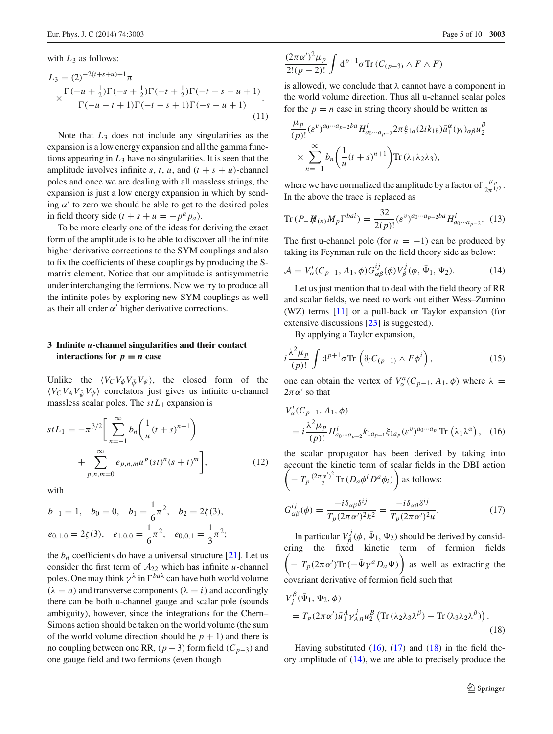with $L_3$ as follows:

$$L_3 = (2)^{-2(t+s+u)+1}\pi \times \frac{\Gamma(-u+\frac{1}{2})\Gamma(-s+\frac{1}{2})\Gamma(-t+\frac{1}{2})\Gamma(-t-s-u+1)}{\Gamma(-u-t+1)\Gamma(-t-s+1)\Gamma(-s-u+1)}. \tag{11}$$

Note that $L_3$ does not include any singularities as the expansion is a low energy expansion and all the gamma functions appearing in $L_3$ have no singularities. It is seen that the amplitude involves infinite $s$, $t$, $u$, and $(t+s+u)$-channel poles and once we are dealing with all massless strings, the expansion is just a low energy expansion in which by sending $\alpha'$ to zero we should be able to get to the desired poles in field theory side ($t+s+u = -p^a p_a$).

To be more clearly one of the ideas for deriving the exact form of the amplitude is to be able to discover all the infinite higher derivative corrections to the SYM couplings and also to fix the coefficients of these couplings by producing the S-matrix element. Notice that our amplitude is antisymmetric under interchanging the fermions. Now we try to produce all the infinite poles by exploring new SYM couplings as well as their all order $\alpha'$ higher derivative corrections.

## 3 Infinite *u*-channel singularities and their contact interactions for $p = n$ case

Unlike the $\langle V_C V_\phi V_{\bar{\psi}} V_\psi \rangle$, the closed form of the $\langle V_C V_A V_{\bar{\psi}} V_\psi \rangle$ correlators just gives us infinite u-channel massless scalar poles. The $stL_1$ expansion is

$$stL_1 = -\pi^{3/2}\bigg[\sum_{n=-1}^{\infty} b_n\bigg(\frac{1}{u}(t+s)^{n+1}\bigg) + \sum_{p,n,m=0}^{\infty} e_{p,n,m} u^p (st)^n (s+t)^m\bigg], \tag{12}$$

with

$$b_{-1} = 1, \quad b_0 = 0, \quad b_1 = \frac{1}{6}\pi^2, \quad b_2 = 2\zeta(3),$$
$$e_{0,1,0} = 2\zeta(3), \quad e_{1,0,0} = \frac{1}{6}\pi^2, \quad e_{0,0,1} = \frac{1}{3}\pi^2;$$

the $b_n$ coefficients do have a universal structure [21]. Let us consider the first term of $\mathcal{A}_{22}$ which has infinite $u$-channel poles. One may think $\gamma^\lambda$ in $\Gamma^{ba\lambda}$ can have both world volume ($\lambda = a$) and transverse components ($\lambda = i$) and accordingly there can be both u-channel gauge and scalar pole (sounds ambiguity), however, since the integrations for the Chern–Simons action should be taken on the world volume (the sum of the world volume direction should be $p+1$) and there is no coupling between one RR, $(p-3)$ form field ($C_{p-3}$) and one gauge field and two fermions (even though

$$\frac{(2\pi\alpha')^2\mu_p}{2!(p-2)!}\int d^{p+1}\sigma \,\mathrm{Tr}\,(C_{(p-3)} \wedge F \wedge F)$$

is allowed), we conclude that $\lambda$ cannot have a component in the world volume direction. Thus all u-channel scalar poles for the $p = n$ case in string theory should be written as

$$\frac{\mu_p}{(p)!}(\varepsilon^v)^{a_0\cdots a_{p-2}ba} H^i_{a_0\cdots a_{p-2}} 2\pi \xi_{1a}(2ik_{1b})\bar{u}_1^\alpha(\gamma_i)_{\alpha\beta}u_2^\beta \times \sum_{n=-1}^{\infty} b_n\bigg(\frac{1}{u}(t+s)^{n+1}\bigg)\mathrm{Tr}\,(\lambda_1\lambda_2\lambda_3),$$

where we have normalized the amplitude by a factor of $\frac{\mu_p}{2\pi^{1/2}}$. In the above the trace is replaced as

$$\mathrm{Tr}\,(P_- \not{H}_{(n)} M_p \Gamma^{bai}) = \frac{32}{2(p)!}(\varepsilon^v)^{a_0\cdots a_{p-2}ba} H^i_{a_0\cdots a_{p-2}}. \tag{13}$$

The first u-channel pole (for $n = -1$) can be produced by taking its Feynman rule on the field theory side as below:

$$\mathcal{A} = V^i_\alpha(C_{p-1}, A_1, \phi) G^{ij}_{\alpha\beta}(\phi) V^j_\beta(\phi, \bar{\Psi}_1, \Psi_2). \tag{14}$$

Let us just mention that to deal with the field theory of RR and scalar fields, we need to work out either Wess–Zumino (WZ) terms [11] or a pull-back or Taylor expansion (for extensive discussions [23] is suggested).

By applying a Taylor expansion,

$$i\frac{\lambda^2\mu_p}{(p)!}\int d^{p+1}\sigma \,\mathrm{Tr}\,\Big(\partial_i C_{(p-1)} \wedge F\phi^i\Big), \tag{15}$$

one can obtain the vertex of $V^a_\alpha(C_{p-1}, A_1, \phi)$ where $\lambda = 2\pi\alpha'$ so that

$$V^i_\alpha(C_{p-1}, A_1, \phi) = i\frac{\lambda^2\mu_p}{(p)!} H^i_{a_0\cdots a_{p-2}} k_{1a_{p-1}}\xi_{1a_p}(\varepsilon^v)^{a_0\cdots a_p}\,\mathrm{Tr}\,\big(\lambda_1\lambda^\alpha\big), \tag{16}$$

the scalar propagator has been derived by taking into account the kinetic term of scalar fields in the DBI action $\Big(-T_p\frac{(2\pi\alpha')^2}{2}\mathrm{Tr}\,(D_a\phi^i D^a\phi_i)\Big)$ as follows:

$$G^{ij}_{\alpha\beta}(\phi) = \frac{-i\delta_{\alpha\beta}\delta^{ij}}{T_p(2\pi\alpha')^2k^2} = \frac{-i\delta_{\alpha\beta}\delta^{ij}}{T_p(2\pi\alpha')^2u}. \tag{17}$$

In particular $V^j_\beta(\phi, \bar{\Psi}_1, \Psi_2)$ should be derived by considering the fixed kinetic term of fermion fields $\Big(-T_p(2\pi\alpha')\mathrm{Tr}\,(-\bar{\Psi}\gamma^a D_a\Psi)\Big)$ as well as extracting the covariant derivative of fermion field such that

$$V^\beta_j(\bar{\Psi}_1, \Psi_2, \phi) = T_p(2\pi\alpha')\bar{u}_1^A\gamma^j_{AB}u_2^B\left(\mathrm{Tr}\,(\lambda_2\lambda_3\lambda^\beta) - \mathrm{Tr}\,(\lambda_3\lambda_2\lambda^\beta)\right). \tag{18}$$

Having substituted (16), (17) and (18) in the field theory amplitude of (14), we are able to precisely produce the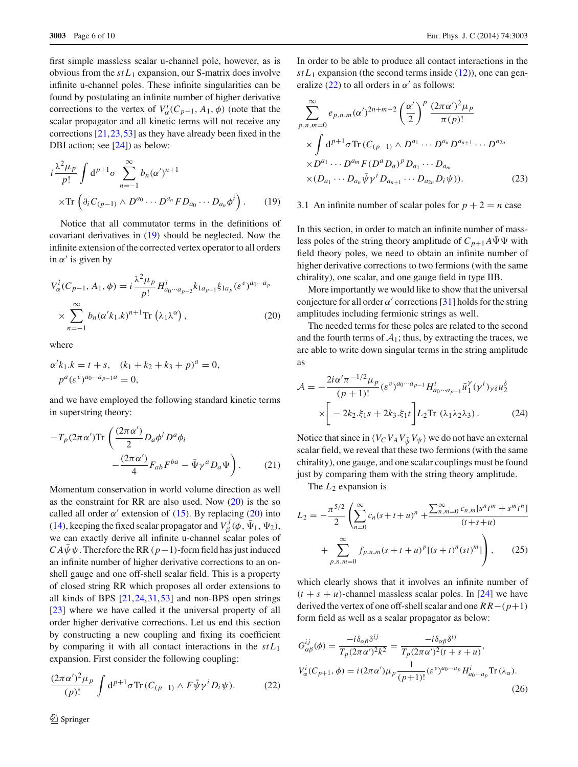first simple massless scalar u-channel pole, however, as is obvious from the $stL_1$ expansion, our S-matrix does involve infinite u-channel poles. These infinite singularities can be found by postulating an infinite number of higher derivative corrections to the vertex of $V^i_\alpha(C_{p-1}, A_1, \phi)$ (note that the scalar propagator and all kinetic terms will not receive any corrections [21,23,53] as they have already been fixed in the DBI action; see [24]) as below:

$$i\frac{\lambda^2\mu_p}{p!}\int d^{p+1}\sigma \sum_{n=-1}^{\infty} b_n(\alpha')^{n+1}$$
$$\times \mathrm{Tr}\left(\partial_i C_{(p-1)} \wedge D^{a_0}\cdots D^{a_n} F D_{a_0}\cdots D_{a_n}\phi^i\right). \tag{19}$$

Notice that all commutator terms in the definitions of covariant derivatives in (19) should be neglected. Now the infinite extension of the corrected vertex operator to all orders in $\alpha'$ is given by

$$V^i_\alpha(C_{p-1}, A_1, \phi) = i\frac{\lambda^2\mu_p}{p!} H^i_{a_0\cdots a_{p-2}} k_{1a_{p-1}}\xi_{1a_p}(\varepsilon^v)^{a_0\cdots a_p}$$
$$\times \sum_{n=-1}^{\infty} b_n(\alpha' k_1.k)^{n+1}\mathrm{Tr}\left(\lambda_1\lambda^\alpha\right), \tag{20}$$

where

$$\alpha' k_1.k = t+s, \quad (k_1+k_2+k_3+p)^a = 0,$$
$$p^a(\varepsilon^v)^{a_0\cdots a_{p-1}a} = 0,$$

and we have employed the following standard kinetic terms in superstring theory:

$$-T_p(2\pi\alpha')\mathrm{Tr}\left(\frac{(2\pi\alpha')}{2}D_a\phi^i D^a\phi_i\right.$$
$$\left.-\frac{(2\pi\alpha')}{4}F_{ab}F^{ba} - \bar\Psi\gamma^a D_a\Psi\right). \tag{21}$$

Momentum conservation in world volume direction as well as the constraint for RR are also used. Now (20) is the so called all order $\alpha'$ extension of (15). By replacing (20) into (14), keeping the fixed scalar propagator and $V^j_\beta(\phi, \bar\Psi_1, \Psi_2)$, we can exactly derive all infinite u-channel scalar poles of $CA\bar\psi\psi$. Therefore the RR $(p-1)$-form field has just induced an infinite number of higher derivative corrections to an on-shell gauge and one off-shell scalar field. This is a property of closed string RR which proposes all order extensions to all kinds of BPS [21,24,31,53] and non-BPS open strings [23] where we have called it the universal property of all order higher derivative corrections. Let us end this section by constructing a new coupling and fixing its coefficient by comparing it with all contact interactions in the $stL_1$ expansion. First consider the following coupling:

$$\frac{(2\pi\alpha')^2\mu_p}{(p)!}\int d^{p+1}\sigma\,\mathrm{Tr}\,(C_{(p-1)}\wedge F\bar\psi\gamma^i D_i\psi). \tag{22}$$

In order to be able to produce all contact interactions in the $stL_1$ expansion (the second terms inside (12)), one can generalize (22) to all orders in $\alpha'$ as follows:

$$\sum_{p,n,m=0}^{\infty} e_{p,n,m}(\alpha')^{2n+m-2}\left(\frac{\alpha'}{2}\right)^p \frac{(2\pi\alpha')^2\mu_p}{\pi(p)!}$$
$$\times\int d^{p+1}\sigma\,\mathrm{Tr}\,(C_{(p-1)}\wedge D^{a_1}\cdots D^{a_n}D^{a_{n+1}}\cdots D^{a_{2n}}$$
$$\times D^{a_1}\cdots D^{a_m}F(D^aD_a)^p D_{a_1}\cdots D_{a_m}$$
$$\times(D_{a_1}\cdots D_{a_n}\bar\psi\gamma^i D_{a_{n+1}}\cdots D_{a_{2n}}D_i\psi)). \tag{23}$$

### 3.1 An infinite number of scalar poles for $p+2=n$ case

In this section, in order to match an infinite number of massless poles of the string theory amplitude of $C_{p+1}A\bar\Psi\Psi$ with field theory poles, we need to obtain an infinite number of higher derivative corrections to two fermions (with the same chirality), one scalar, and one gauge field in type IIB.

More importantly we would like to show that the universal conjecture for all order $\alpha'$ corrections [31] holds for the string amplitudes including fermionic strings as well.

The needed terms for these poles are related to the second and the fourth terms of $\mathcal{A}_1$; thus, by extracting the traces, we are able to write down singular terms in the string amplitude as

$$\mathcal{A} = -\frac{2i\alpha'\pi^{-1/2}\mu_p}{(p+1)!}(\varepsilon^v)^{a_0\cdots a_{p-1}}H^i_{a_0\cdots a_{p-1}}\bar u_1^\gamma(\gamma^i)_{\gamma\delta}u_2^\delta$$
$$\times\Big[-2k_2.\xi_1 s + 2k_3.\xi_1 t\Big]L_2\mathrm{Tr}\,(\lambda_1\lambda_2\lambda_3). \tag{24}$$

Notice that since in $\langle V_C V_A V_{\bar\psi} V_\psi\rangle$ we do not have an external scalar field, we reveal that these two fermions (with the same chirality), one gauge, and one scalar couplings must be found just by comparing them with the string theory amplitude.

The $L_2$ expansion is

$$L_2 = -\frac{\pi^{5/2}}{2}\left(\sum_{n=0}^{\infty}c_n(s+t+u)^n + \frac{\sum_{n,m=0}^{\infty}c_{n,m}[s^nt^m+s^mt^n]}{(t+s+u)}\right.$$
$$\left.+\sum_{p,n,m=0}^{\infty}f_{p,n,m}(s+t+u)^p[(s+t)^n(st)^m]\right), \tag{25}$$

which clearly shows that it involves an infinite number of $(t+s+u)$-channel massless scalar poles. In [24] we have derived the vertex of one off-shell scalar and one $RR-(p+1)$ form field as well as a scalar propagator as below:

$$G^{ij}_{\alpha\beta}(\phi) = \frac{-i\delta_{\alpha\beta}\delta^{ij}}{T_p(2\pi\alpha')^2k^2} = \frac{-i\delta_{\alpha\beta}\delta^{ij}}{T_p(2\pi\alpha')^2(t+s+u)},$$
$$V^i_\alpha(C_{p+1},\phi) = i(2\pi\alpha')\mu_p\frac{1}{(p+1)!}(\varepsilon^v)^{a_0\cdots a_p}H^i_{a_0\cdots a_p}\mathrm{Tr}\,(\lambda_\alpha). \tag{26}$$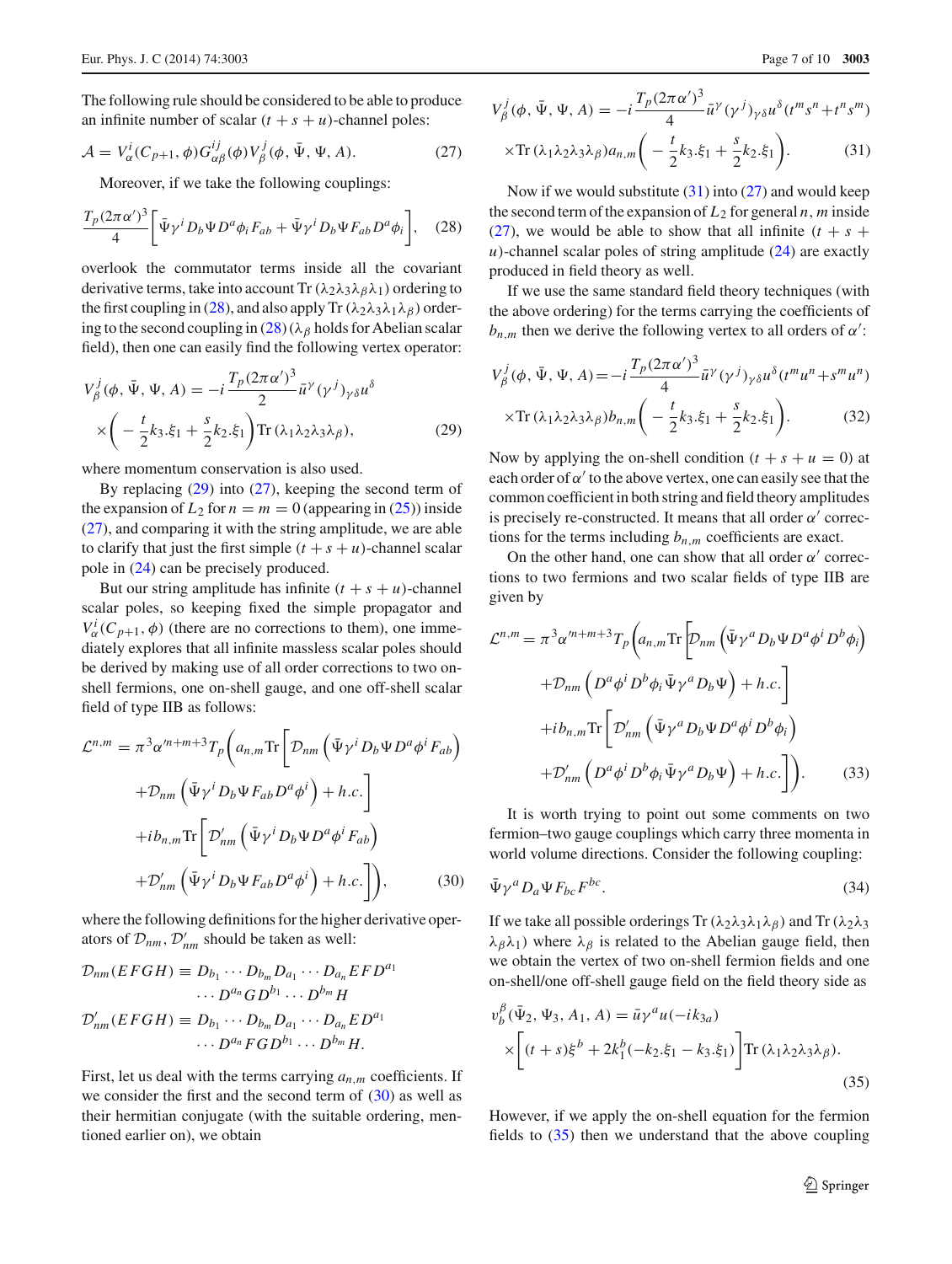The following rule should be considered to be able to produce an infinite number of scalar $(t+s+u)$-channel poles:

$$\mathcal{A} = V^i_\alpha(C_{p+1}, \phi) G^{ij}_{\alpha\beta}(\phi) V^j_\beta(\phi, \bar{\Psi}, \Psi, A). \tag{27}$$

Moreover, if we take the following couplings:

$$\frac{T_p(2\pi\alpha')^3}{4}\left[\bar{\Psi}\gamma^i D_b \Psi D^a \phi_i F_{ab} + \bar{\Psi}\gamma^i D_b \Psi F_{ab} D^a \phi_i\right], \tag{28}$$

overlook the commutator terms inside all the covariant derivative terms, take into account $\mathrm{Tr}\,(\lambda_2\lambda_3\lambda_\beta\lambda_1)$ ordering to the first coupling in (28), and also apply $\mathrm{Tr}\,(\lambda_2\lambda_3\lambda_1\lambda_\beta)$ ordering to the second coupling in (28) ($\lambda_\beta$ holds for Abelian scalar field), then one can easily find the following vertex operator:

$$V^j_\beta(\phi, \bar{\Psi}, \Psi, A) = -i\frac{T_p(2\pi\alpha')^3}{2}\bar{u}^\gamma(\gamma^j)_{\gamma\delta}u^\delta \times\left(-\frac{t}{2}k_3.\xi_1 + \frac{s}{2}k_2.\xi_1\right)\mathrm{Tr}\,(\lambda_1\lambda_2\lambda_3\lambda_\beta), \tag{29}$$

where momentum conservation is also used.

By replacing (29) into (27), keeping the second term of the expansion of $L_2$ for $n=m=0$ (appearing in (25)) inside (27), and comparing it with the string amplitude, we are able to clarify that just the first simple $(t+s+u)$-channel scalar pole in (24) can be precisely produced.

But our string amplitude has infinite $(t+s+u)$-channel scalar poles, so keeping fixed the simple propagator and $V^i_\alpha(C_{p+1}, \phi)$ (there are no corrections to them), one immediately explores that all infinite massless scalar poles should be derived by making use of all order corrections to two on-shell fermions, one on-shell gauge, and one off-shell scalar field of type IIB as follows:

$$\begin{aligned}
\mathcal{L}^{n,m} = \pi^3\alpha'^{n+m+3}T_p\Big(&a_{n,m}\mathrm{Tr}\Big[\mathcal{D}_{nm}\left(\bar{\Psi}\gamma^i D_b\Psi D^a\phi^i F_{ab}\right)\\
&+\mathcal{D}_{nm}\left(\bar{\Psi}\gamma^i D_b\Psi F_{ab} D^a\phi^i\right) + h.c.\Big]\\
&+ib_{n,m}\mathrm{Tr}\Big[\mathcal{D}'_{nm}\left(\bar{\Psi}\gamma^i D_b\Psi D^a\phi^i F_{ab}\right)\\
&+\mathcal{D}'_{nm}\left(\bar{\Psi}\gamma^i D_b\Psi F_{ab} D^a\phi^i\right) + h.c.\Big]\Big),
\end{aligned} \tag{30}$$

where the following definitions for the higher derivative operators of $\mathcal{D}_{nm}$, $\mathcal{D}'_{nm}$ should be taken as well:

$$\begin{aligned}
\mathcal{D}_{nm}(EFGH) &\equiv D_{b_1}\cdots D_{b_m}D_{a_1}\cdots D_{a_n}EFD^{a_1}\cdots D^{a_n}GD^{b_1}\cdots D^{b_m}H\\
\mathcal{D}'_{nm}(EFGH) &\equiv D_{b_1}\cdots D_{b_m}D_{a_1}\cdots D_{a_n}ED^{a_1}\cdots D^{a_n}FGD^{b_1}\cdots D^{b_m}H.
\end{aligned}$$

First, let us deal with the terms carrying $a_{n,m}$ coefficients. If we consider the first and the second term of (30) as well as their hermitian conjugate (with the suitable ordering, mentioned earlier on), we obtain

$$V^j_\beta(\phi, \bar{\Psi}, \Psi, A) = -i\frac{T_p(2\pi\alpha')^3}{4}\bar{u}^\gamma(\gamma^j)_{\gamma\delta}u^\delta(t^m s^n + t^n s^m) \times\mathrm{Tr}\,(\lambda_1\lambda_2\lambda_3\lambda_\beta)a_{n,m}\left(-\frac{t}{2}k_3.\xi_1 + \frac{s}{2}k_2.\xi_1\right). \tag{31}$$

Now if we would substitute (31) into (27) and would keep the second term of the expansion of $L_2$ for general $n, m$ inside (27), we would be able to show that all infinite $(t+s+u)$-channel scalar poles of string amplitude (24) are exactly produced in field theory as well.

If we use the same standard field theory techniques (with the above ordering) for the terms carrying the coefficients of $b_{n,m}$ then we derive the following vertex to all orders of $\alpha'$:

$$V^j_\beta(\phi, \bar{\Psi}, \Psi, A) = -i\frac{T_p(2\pi\alpha')^3}{4}\bar{u}^\gamma(\gamma^j)_{\gamma\delta}u^\delta(t^m u^n + s^m u^n) \times\mathrm{Tr}\,(\lambda_1\lambda_2\lambda_3\lambda_\beta)b_{n,m}\left(-\frac{t}{2}k_3.\xi_1 + \frac{s}{2}k_2.\xi_1\right). \tag{32}$$

Now by applying the on-shell condition $(t+s+u=0)$ at each order of $\alpha'$ to the above vertex, one can easily see that the common coefficient in both string and field theory amplitudes is precisely re-constructed. It means that all order $\alpha'$ corrections for the terms including $b_{n,m}$ coefficients are exact.

On the other hand, one can show that all order $\alpha'$ corrections to two fermion and two scalar fields of type IIB are given by

$$\begin{aligned}
\mathcal{L}^{n,m} = \pi^3\alpha'^{n+m+3}T_p\Big(&a_{n,m}\mathrm{Tr}\Big[\mathcal{D}_{nm}\left(\bar{\Psi}\gamma^a D_b\Psi D^a\phi^i D^b\phi_i\right)\\
&+\mathcal{D}_{nm}\left(D^a\phi^i D^b\phi_i\bar{\Psi}\gamma^a D_b\Psi\right) + h.c.\Big]\\
&+ib_{n,m}\mathrm{Tr}\Big[\mathcal{D}'_{nm}\left(\bar{\Psi}\gamma^a D_b\Psi D^a\phi^i D^b\phi_i\right)\\
&+\mathcal{D}'_{nm}\left(D^a\phi^i D^b\phi_i\bar{\Psi}\gamma^a D_b\Psi\right) + h.c.\Big]\Big).
\end{aligned} \tag{33}$$

It is worth trying to point out some comments on two fermion–two gauge couplings which carry three momenta in world volume directions. Consider the following coupling:

$$\bar{\Psi}\gamma^a D_a\Psi F_{bc}F^{bc}. \tag{34}$$

If we take all possible orderings $\mathrm{Tr}\,(\lambda_2\lambda_3\lambda_1\lambda_\beta)$ and $\mathrm{Tr}\,(\lambda_2\lambda_3\lambda_\beta\lambda_1)$ where $\lambda_\beta$ is related to the Abelian gauge field, then we obtain the vertex of two on-shell fermion fields and one on-shell/one off-shell gauge field on the field theory side as

$$v^\beta_b(\bar{\Psi}_2, \Psi_3, A_1, A) = \bar{u}\gamma^a u(-ik_{3a}) \times\left[(t+s)\xi^b + 2k^b_1(-k_2.\xi_1 - k_3.\xi_1)\right]\mathrm{Tr}\,(\lambda_1\lambda_2\lambda_3\lambda_\beta). \tag{35}$$

However, if we apply the on-shell equation for the fermion fields to (35) then we understand that the above coupling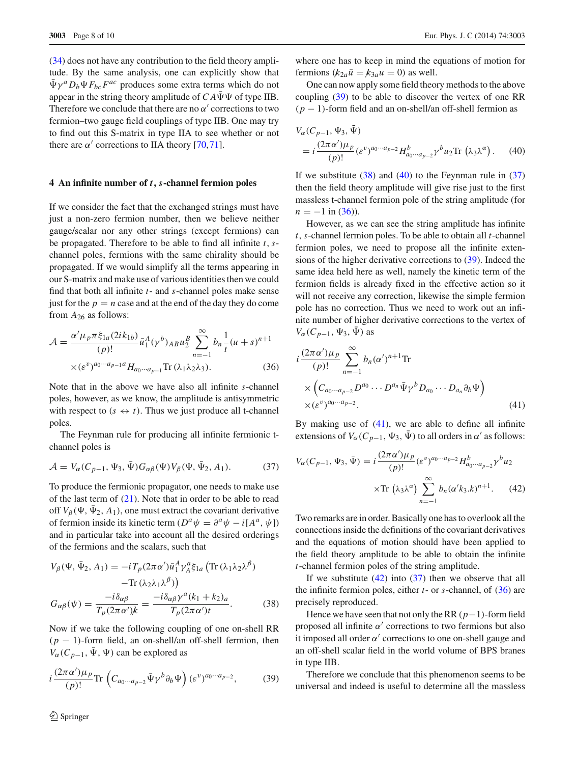(34) does not have any contribution to the field theory amplitude. By the same analysis, one can explicitly show that $\bar{\Psi}\gamma^a D_b \Psi F_{bc} F^{ac}$ produces some extra terms which do not appear in the string theory amplitude of $CA\bar{\Psi}\Psi$ of type IIB. Therefore we conclude that there are no $\alpha'$ corrections to two fermion–two gauge field couplings of type IIB. One may try to find out this S-matrix in type IIA to see whether or not there are $\alpha'$ corrections to IIA theory [70,71].

## 4 An infinite number of $t, s$-channel fermion poles

If we consider the fact that the exchanged strings must have just a non-zero fermion number, then we believe neither gauge/scalar nor any other strings (except fermions) can be propagated. Therefore to be able to find all infinite $t, s$-channel poles, fermions with the same chirality should be propagated. If we would simplify all the terms appearing in our S-matrix and make use of various identities then we could find that both all infinite $t$- and $s$-channel poles make sense just for the $p = n$ case and at the end of the day they do come from $A_{26}$ as follows:

$$\mathcal{A} = \frac{\alpha' \mu_p \pi \xi_{1a}(2ik_{1b})}{(p)!} \bar{u}_1^A (\gamma^b)_{AB} u_2^B \sum_{n=-1}^{\infty} b_n \frac{1}{t}(u+s)^{n+1} \times (\varepsilon^v)^{a_0 \cdots a_{p-1} a} H_{a_0 \cdots a_{p-1}} \mathrm{Tr}\,(\lambda_1 \lambda_2 \lambda_3). \tag{36}$$

Note that in the above we have also all infinite $s$-channel poles, however, as we know, the amplitude is antisymmetric with respect to $(s \leftrightarrow t)$. Thus we just produce all t-channel poles.

The Feynman rule for producing all infinite fermionic t-channel poles is

$$\mathcal{A} = V_\alpha(C_{p-1}, \Psi_3, \bar{\Psi}) G_{\alpha\beta}(\Psi) V_\beta(\Psi, \bar{\Psi}_2, A_1). \tag{37}$$

To produce the fermionic propagator, one needs to make use of the last term of (21). Note that in order to be able to read off $V_\beta(\Psi, \bar{\Psi}_2, A_1)$, one must extract the covariant derivative of fermion inside its kinetic term ($D^a \psi = \partial^a \psi - i[A^a, \psi]$) and in particular take into account all the desired orderings of the fermions and the scalars, such that

$$V_\beta(\Psi, \bar{\Psi}_2, A_1) = -iT_p(2\pi\alpha')\bar{u}_1^A \gamma_A^a \xi_{1a}\left(\mathrm{Tr}\,(\lambda_1\lambda_2\lambda^\beta) - \mathrm{Tr}\,(\lambda_2\lambda_1\lambda^\beta)\right)$$
$$G_{\alpha\beta}(\psi) = \frac{-i\delta_{\alpha\beta}}{T_p(2\pi\alpha')\not{k}} = \frac{-i\delta_{\alpha\beta}\gamma^a(k_1+k_2)_a}{T_p(2\pi\alpha')t}. \tag{38}$$

Now if we take the following coupling of one on-shell RR $(p-1)$-form field, an on-shell/an off-shell fermion, then $V_\alpha(C_{p-1}, \bar{\Psi}, \Psi)$ can be explored as

$$i\frac{(2\pi\alpha')\mu_p}{(p)!}\mathrm{Tr}\left(C_{a_0\cdots a_{p-2}}\bar{\Psi}\gamma^b\partial_b\Psi\right)(\varepsilon^v)^{a_0\cdots a_{p-2}}, \tag{39}$$

where one has to keep in mind the equations of motion for fermions ($\not{k}_{2a}\bar{u} = \not{k}_{3a}u = 0$) as well.

One can now apply some field theory methods to the above coupling (39) to be able to discover the vertex of one RR $(p-1)$-form field and an on-shell/an off-shell fermion as

$$V_\alpha(C_{p-1}, \Psi_3, \bar{\Psi}) = i\frac{(2\pi\alpha')\mu_p}{(p)!}(\varepsilon^v)^{a_0\cdots a_{p-2}} H^b_{a_0\cdots a_{p-2}}\gamma^b u_2 \mathrm{Tr}\,(\lambda_3\lambda^\alpha). \tag{40}$$

If we substitute (38) and (40) to the Feynman rule in (37) then the field theory amplitude will give rise just to the first massless t-channel fermion pole of the string amplitude (for $n = -1$ in (36)).

However, as we can see the string amplitude has infinite $t, s$-channel fermion poles. To be able to obtain all $t$-channel fermion poles, we need to propose all the infinite extensions of the higher derivative corrections to (39). Indeed the same idea held here as well, namely the kinetic term of the fermion fields is already fixed in the effective action so it will not receive any correction, likewise the simple fermion pole has no correction. Thus we need to work out an infinite number of higher derivative corrections to the vertex of $V_\alpha(C_{p-1}, \Psi_3, \bar{\Psi})$ as

$$i\frac{(2\pi\alpha')\mu_p}{(p)!}\sum_{n=-1}^{\infty} b_n(\alpha')^{n+1}\mathrm{Tr} \times \left(C_{a_0\cdots a_{p-2}}D^{a_0}\cdots D^{a_n}\bar{\Psi}\gamma^b D_{a_0}\cdots D_{a_n}\partial_b\Psi\right) \times (\varepsilon^v)^{a_0\cdots a_{p-2}}. \tag{41}$$

By making use of (41), we are able to define all infinite extensions of $V_\alpha(C_{p-1}, \Psi_3, \bar{\Psi})$ to all orders in $\alpha'$ as follows:

$$V_\alpha(C_{p-1}, \Psi_3, \bar{\Psi}) = i\frac{(2\pi\alpha')\mu_p}{(p)!}(\varepsilon^v)^{a_0\cdots a_{p-2}} H^b_{a_0\cdots a_{p-2}}\gamma^b u_2 \times \mathrm{Tr}\,(\lambda_3\lambda^\alpha)\sum_{n=-1}^{\infty} b_n(\alpha' k_3.k)^{n+1}. \tag{42}$$

Two remarks are in order. Basically one has to overlook all the connections inside the definitions of the covariant derivatives and the equations of motion should have been applied to the field theory amplitude to be able to obtain the infinite $t$-channel fermion poles of the string amplitude.

If we substitute (42) into (37) then we observe that all the infinite fermion poles, either $t$- or $s$-channel, of (36) are precisely reproduced.

Hence we have seen that not only the RR $(p-1)$-form field proposed all infinite $\alpha'$ corrections to two fermions but also it imposed all order $\alpha'$ corrections to one on-shell gauge and an off-shell scalar field in the world volume of BPS branes in type IIB.

Therefore we conclude that this phenomenon seems to be universal and indeed is useful to determine all the massless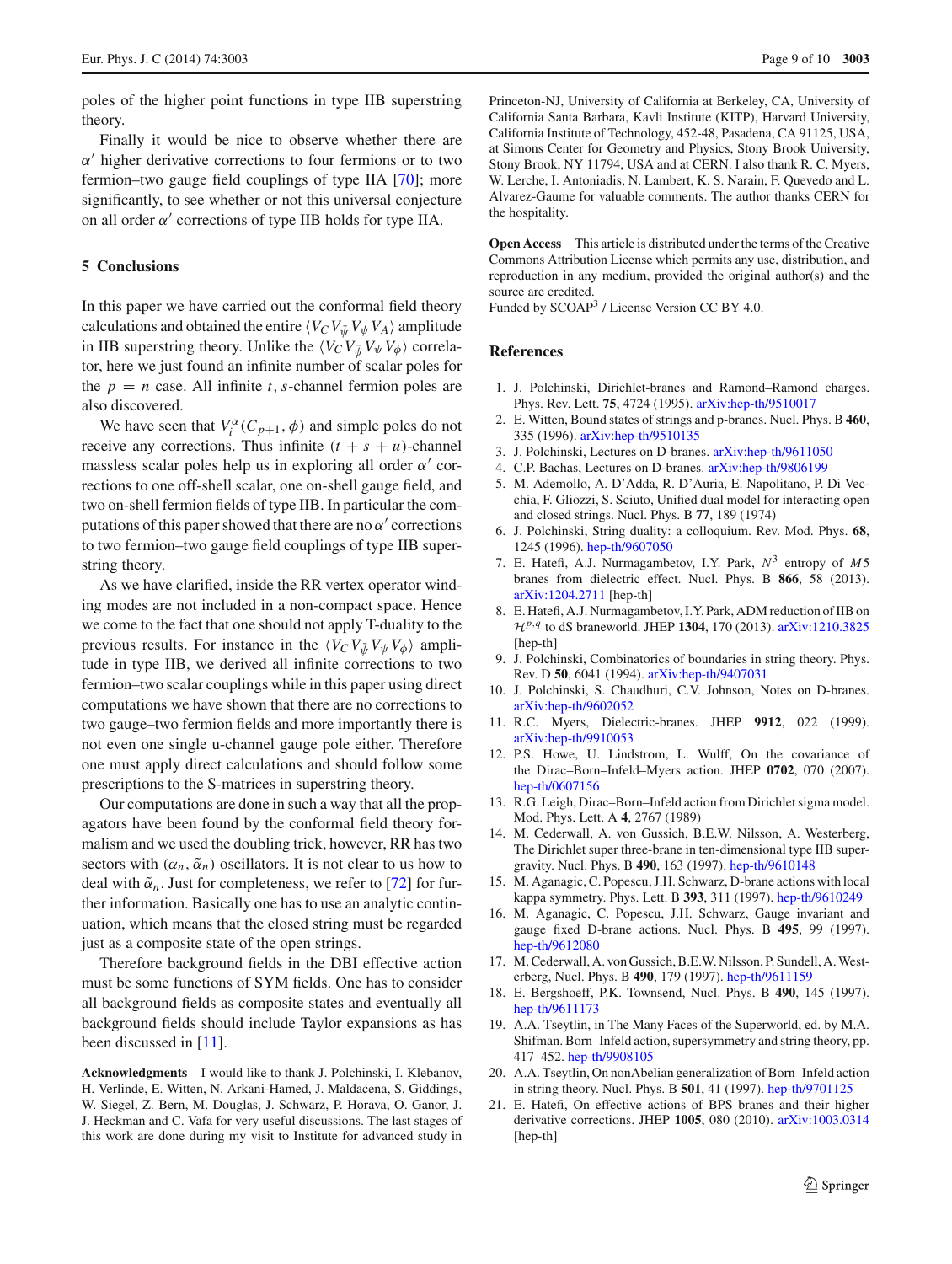poles of the higher point functions in type IIB superstring theory.

Finally it would be nice to observe whether there are $\alpha'$ higher derivative corrections to four fermions or to two fermion–two gauge field couplings of type IIA [70]; more significantly, to see whether or not this universal conjecture on all order $\alpha'$ corrections of type IIB holds for type IIA.

## 5 Conclusions

In this paper we have carried out the conformal field theory calculations and obtained the entire $\langle V_C V_{\bar{\psi}} V_{\psi} V_A\rangle$ amplitude in IIB superstring theory. Unlike the $\langle V_C V_{\bar{\psi}} V_{\psi} V_{\phi}\rangle$ correlator, here we just found an infinite number of scalar poles for the $p = n$ case. All infinite $t, s$-channel fermion poles are also discovered.

We have seen that $V_i^{\alpha}(C_{p+1}, \phi)$ and simple poles do not receive any corrections. Thus infinite $(t + s + u)$-channel massless scalar poles help us in exploring all order $\alpha'$ corrections to one off-shell scalar, one on-shell gauge field, and two on-shell fermion fields of type IIB. In particular the computations of this paper showed that there are no $\alpha'$ corrections to two fermion–two gauge field couplings of type IIB superstring theory.

As we have clarified, inside the RR vertex operator winding modes are not included in a non-compact space. Hence we come to the fact that one should not apply T-duality to the previous results. For instance in the $\langle V_C V_{\bar{\psi}} V_{\psi} V_{\phi}\rangle$ amplitude in type IIB, we derived all infinite corrections to two fermion–two scalar couplings while in this paper using direct computations we have shown that there are no corrections to two gauge–two fermion fields and more importantly there is not even one single u-channel gauge pole either. Therefore one must apply direct calculations and should follow some prescriptions to the S-matrices in superstring theory.

Our computations are done in such a way that all the propagators have been found by the conformal field theory formalism and we used the doubling trick, however, RR has two sectors with $(\alpha_n, \tilde{\alpha}_n)$ oscillators. It is not clear to us how to deal with $\tilde{\alpha}_n$. Just for completeness, we refer to [72] for further information. Basically one has to use an analytic continuation, which means that the closed string must be regarded just as a composite state of the open strings.

Therefore background fields in the DBI effective action must be some functions of SYM fields. One has to consider all background fields as composite states and eventually all background fields should include Taylor expansions as has been discussed in [11].

**Acknowledgments** I would like to thank J. Polchinski, I. Klebanov, H. Verlinde, E. Witten, N. Arkani-Hamed, J. Maldacena, S. Giddings, W. Siegel, Z. Bern, M. Douglas, J. Schwarz, P. Horava, O. Ganor, J. J. Heckman and C. Vafa for very useful discussions. The last stages of this work are done during my visit to Institute for advanced study in Princeton-NJ, University of California at Berkeley, CA, University of California Santa Barbara, Kavli Institute (KITP), Harvard University, California Institute of Technology, 452-48, Pasadena, CA 91125, USA, at Simons Center for Geometry and Physics, Stony Brook University, Stony Brook, NY 11794, USA and at CERN. I also thank R. C. Myers, W. Lerche, I. Antoniadis, N. Lambert, K. S. Narain, F. Quevedo and L. Alvarez-Gaume for valuable comments. The author thanks CERN for the hospitality.

**Open Access** This article is distributed under the terms of the Creative Commons Attribution License which permits any use, distribution, and reproduction in any medium, provided the original author(s) and the source are credited.
Funded by SCOAP$^3$ / License Version CC BY 4.0.

## References

1. J. Polchinski, Dirichlet-branes and Ramond–Ramond charges. Phys. Rev. Lett. **75**, 4724 (1995). arXiv:hep-th/9510017
2. E. Witten, Bound states of strings and p-branes. Nucl. Phys. B **460**, 335 (1996). arXiv:hep-th/9510135
3. J. Polchinski, Lectures on D-branes. arXiv:hep-th/9611050
4. C.P. Bachas, Lectures on D-branes. arXiv:hep-th/9806199
5. M. Ademollo, A. D'Adda, R. D'Auria, E. Napolitano, P. Di Vecchia, F. Gliozzi, S. Sciuto, Unified dual model for interacting open and closed strings. Nucl. Phys. B **77**, 189 (1974)
6. J. Polchinski, String duality: a colloquium. Rev. Mod. Phys. **68**, 1245 (1996). hep-th/9607050
7. E. Hatefi, A.J. Nurmagambetov, I.Y. Park, $N^3$ entropy of $M5$ branes from dielectric effect. Nucl. Phys. B **866**, 58 (2013). arXiv:1204.2711 [hep-th]
8. E. Hatefi, A.J. Nurmagambetov, I.Y. Park, ADM reduction of IIB on $\mathcal{H}^{p,q}$ to dS braneworld. JHEP **1304**, 170 (2013). arXiv:1210.3825 [hep-th]
9. J. Polchinski, Combinatorics of boundaries in string theory. Phys. Rev. D **50**, 6041 (1994). arXiv:hep-th/9407031
10. J. Polchinski, S. Chaudhuri, C.V. Johnson, Notes on D-branes. arXiv:hep-th/9602052
11. R.C. Myers, Dielectric-branes. JHEP **9912**, 022 (1999). arXiv:hep-th/9910053
12. P.S. Howe, U. Lindstrom, L. Wulff, On the covariance of the Dirac–Born–Infeld–Myers action. JHEP **0702**, 070 (2007). hep-th/0607156
13. R.G. Leigh, Dirac–Born–Infeld action from Dirichlet sigma model. Mod. Phys. Lett. A **4**, 2767 (1989)
14. M. Cederwall, A. von Gussich, B.E.W. Nilsson, A. Westerberg, The Dirichlet super three-brane in ten-dimensional type IIB supergravity. Nucl. Phys. B **490**, 163 (1997). hep-th/9610148
15. M. Aganagic, C. Popescu, J.H. Schwarz, D-brane actions with local kappa symmetry. Phys. Lett. B **393**, 311 (1997). hep-th/9610249
16. M. Aganagic, C. Popescu, J.H. Schwarz, Gauge invariant and gauge fixed D-brane actions. Nucl. Phys. B **495**, 99 (1997). hep-th/9612080
17. M. Cederwall, A. von Gussich, B.E.W. Nilsson, P. Sundell, A. Westerberg, Nucl. Phys. B **490**, 179 (1997). hep-th/9611159
18. E. Bergshoeff, P.K. Townsend, Nucl. Phys. B **490**, 145 (1997). hep-th/9611173
19. A.A. Tseytlin, in The Many Faces of the Superworld, ed. by M.A. Shifman. Born–Infeld action, supersymmetry and string theory, pp. 417–452. hep-th/9908105
20. A.A. Tseytlin, On nonAbelian generalization of Born–Infeld action in string theory. Nucl. Phys. B **501**, 41 (1997). hep-th/9701125
21. E. Hatefi, On effective actions of BPS branes and their higher derivative corrections. JHEP **1005**, 080 (2010). arXiv:1003.0314 [hep-th]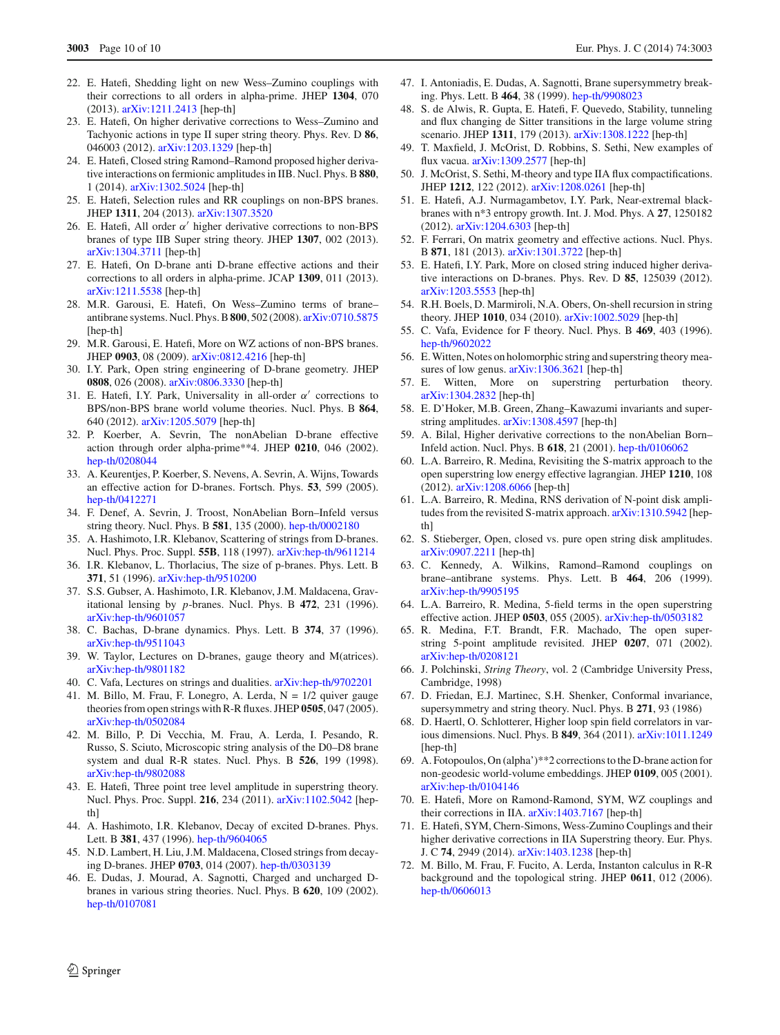22. E. Hatefi, Shedding light on new Wess–Zumino couplings with their corrections to all orders in alpha-prime. JHEP **1304**, 070 (2013). arXiv:1211.2413 [hep-th]
23. E. Hatefi, On higher derivative corrections to Wess–Zumino and Tachyonic actions in type II super string theory. Phys. Rev. D **86**, 046003 (2012). arXiv:1203.1329 [hep-th]
24. E. Hatefi, Closed string Ramond–Ramond proposed higher derivative interactions on fermionic amplitudes in IIB. Nucl. Phys. B **880**, 1 (2014). arXiv:1302.5024 [hep-th]
25. E. Hatefi, Selection rules and RR couplings on non-BPS branes. JHEP **1311**, 204 (2013). arXiv:1307.3520
26. E. Hatefi, All order $\alpha'$ higher derivative corrections to non-BPS branes of type IIB Super string theory. JHEP **1307**, 002 (2013). arXiv:1304.3711 [hep-th]
27. E. Hatefi, On D-brane anti D-brane effective actions and their corrections to all orders in alpha-prime. JCAP **1309**, 011 (2013). arXiv:1211.5538 [hep-th]
28. M.R. Garousi, E. Hatefi, On Wess–Zumino terms of brane–antibrane systems. Nucl. Phys. B **800**, 502 (2008). arXiv:0710.5875 [hep-th]
29. M.R. Garousi, E. Hatefi, More on WZ actions of non-BPS branes. JHEP **0903**, 08 (2009). arXiv:0812.4216 [hep-th]
30. I.Y. Park, Open string engineering of D-brane geometry. JHEP **0808**, 026 (2008). arXiv:0806.3330 [hep-th]
31. E. Hatefi, I.Y. Park, Universality in all-order $\alpha'$ corrections to BPS/non-BPS brane world volume theories. Nucl. Phys. B **864**, 640 (2012). arXiv:1205.5079 [hep-th]
32. P. Koerber, A. Sevrin, The nonAbelian D-brane effective action through order alpha-prime**4. JHEP **0210**, 046 (2002). hep-th/0208044
33. A. Keurentjes, P. Koerber, S. Nevens, A. Sevrin, A. Wijns, Towards an effective action for D-branes. Fortsch. Phys. **53**, 599 (2005). hep-th/0412271
34. F. Denef, A. Sevrin, J. Troost, NonAbelian Born–Infeld versus string theory. Nucl. Phys. B **581**, 135 (2000). hep-th/0002180
35. A. Hashimoto, I.R. Klebanov, Scattering of strings from D-branes. Nucl. Phys. Proc. Suppl. **55B**, 118 (1997). arXiv:hep-th/9611214
36. I.R. Klebanov, L. Thorlacius, The size of p-branes. Phys. Lett. B **371**, 51 (1996). arXiv:hep-th/9510200
37. S.S. Gubser, A. Hashimoto, I.R. Klebanov, J.M. Maldacena, Gravitational lensing by *p*-branes. Nucl. Phys. B **472**, 231 (1996). arXiv:hep-th/9601057
38. C. Bachas, D-brane dynamics. Phys. Lett. B **374**, 37 (1996). arXiv:hep-th/9511043
39. W. Taylor, Lectures on D-branes, gauge theory and M(atrices). arXiv:hep-th/9801182
40. C. Vafa, Lectures on strings and dualities. arXiv:hep-th/9702201
41. M. Billo, M. Frau, F. Longepro, A. Lerda, N = 1/2 quiver gauge theories from open strings with R-R fluxes. JHEP **0505**, 047 (2005). arXiv:hep-th/0502084
42. M. Billo, P. Di Vecchia, M. Frau, A. Lerda, I. Pesando, R. Russo, S. Sciuto, Microscopic string analysis of the D0–D8 brane system and dual R-R states. Nucl. Phys. B **526**, 199 (1998). arXiv:hep-th/9802088
43. E. Hatefi, Three point tree level amplitude in superstring theory. Nucl. Phys. Proc. Suppl. **216**, 234 (2011). arXiv:1102.5042 [hep-th]
44. A. Hashimoto, I.R. Klebanov, Decay of excited D-branes. Phys. Lett. B **381**, 437 (1996). hep-th/9604065
45. N.D. Lambert, H. Liu, J.M. Maldacena, Closed strings from decaying D-branes. JHEP **0703**, 014 (2007). hep-th/0303139
46. E. Dudas, J. Mourad, A. Sagnotti, Charged and uncharged D-branes in various string theories. Nucl. Phys. B **620**, 109 (2002). hep-th/0107081
47. I. Antoniadis, E. Dudas, A. Sagnotti, Brane supersymmetry breaking. Phys. Lett. B **464**, 38 (1999). hep-th/9908023
48. S. de Alwis, R. Gupta, E. Hatefi, F. Quevedo, Stability, tunneling and flux changing de Sitter transitions in the large volume string scenario. JHEP **1311**, 179 (2013). arXiv:1308.1222 [hep-th]
49. T. Maxfield, J. McOrist, D. Robbins, S. Sethi, New examples of flux vacua. arXiv:1309.2577 [hep-th]
50. J. McOrist, S. Sethi, M-theory and type IIA flux compactifications. JHEP **1212**, 122 (2012). arXiv:1208.0261 [hep-th]
51. E. Hatefi, A.J. Nurmagambetov, I.Y. Park, Near-extremal black-branes with n*3 entropy growth. Int. J. Mod. Phys. A **27**, 1250182 (2012). arXiv:1204.6303 [hep-th]
52. F. Ferrari, On matrix geometry and effective actions. Nucl. Phys. B **871**, 181 (2013). arXiv:1301.3722 [hep-th]
53. E. Hatefi, I.Y. Park, More on closed string induced higher derivative interactions on D-branes. Phys. Rev. D **85**, 125039 (2012). arXiv:1203.5553 [hep-th]
54. R.H. Boels, D. Marmiroli, N.A. Obers, On-shell recursion in string theory. JHEP **1010**, 034 (2010). arXiv:1002.5029 [hep-th]
55. C. Vafa, Evidence for F theory. Nucl. Phys. B **469**, 403 (1996). hep-th/9602022
56. E. Witten, Notes on holomorphic string and superstring theory measures of low genus. arXiv:1306.3621 [hep-th]
57. E. Witten, More on superstring perturbation theory. arXiv:1304.2832 [hep-th]
58. E. D'Hoker, M.B. Green, Zhang–Kawazumi invariants and superstring amplitudes. arXiv:1308.4597 [hep-th]
59. A. Bilal, Higher derivative corrections to the nonAbelian Born–Infeld action. Nucl. Phys. B **618**, 21 (2001). hep-th/0106062
60. L.A. Barreiro, R. Medina, Revisiting the S-matrix approach to the open superstring low energy effective lagrangian. JHEP **1210**, 108 (2012). arXiv:1208.6066 [hep-th]
61. L.A. Barreiro, R. Medina, RNS derivation of N-point disk amplitudes from the revisited S-matrix approach. arXiv:1310.5942 [hep-th]
62. S. Stieberger, Open, closed vs. pure open string disk amplitudes. arXiv:0907.2211 [hep-th]
63. C. Kennedy, A. Wilkins, Ramond–Ramond couplings on brane–antibrane systems. Phys. Lett. B **464**, 206 (1999). arXiv:hep-th/9905195
64. L.A. Barreiro, R. Medina, 5-field terms in the open superstring effective action. JHEP **0503**, 055 (2005). arXiv:hep-th/0503182
65. R. Medina, F.T. Brandt, F.R. Machado, The open superstring 5-point amplitude revisited. JHEP **0207**, 071 (2002). arXiv:hep-th/0208121
66. J. Polchinski, *String Theory*, vol. 2 (Cambridge University Press, Cambridge, 1998)
67. D. Friedan, E.J. Martinec, S.H. Shenker, Conformal invariance, supersymmetry and string theory. Nucl. Phys. B **271**, 93 (1986)
68. D. Haertl, O. Schlotterer, Higher loop spin field correlators in various dimensions. Nucl. Phys. B **849**, 364 (2011). arXiv:1011.1249 [hep-th]
69. A. Fotopoulos, On (alpha')**2 corrections to the D-brane action for non-geodesic world-volume embeddings. JHEP **0109**, 005 (2001). arXiv:hep-th/0104146
70. E. Hatefi, More on Ramond-Ramond, SYM, WZ couplings and their corrections in IIA. arXiv:1403.7167 [hep-th]
71. E. Hatefi, SYM, Chern-Simons, Wess-Zumino Couplings and their higher derivative corrections in IIA Superstring theory. Eur. Phys. J. C **74**, 2949 (2014). arXiv:1403.1238 [hep-th]
72. M. Billo, M. Frau, F. Fucito, A. Lerda, Instanton calculus in R-R background and the topological string. JHEP **0611**, 012 (2006). hep-th/0606013